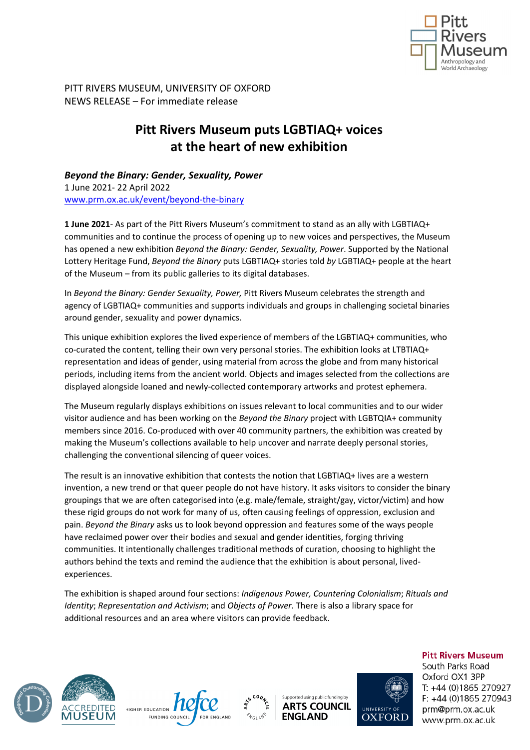PITT RIVERS MUSEUM, UNIVERSITY OF OXFORD
NEWS RELEASE – For immediate release

# Pitt Rivers Museum puts LGBTIAQ+ voices at the heart of new exhibition

***Beyond the Binary: Gender, Sexuality, Power***
1 June 2021- 22 April 2022
[www.prm.ox.ac.uk/event/beyond-the-binary](www.prm.ox.ac.uk/event/beyond-the-binary)

**1 June 2021**- As part of the Pitt Rivers Museum's commitment to stand as an ally with LGBTIAQ+ communities and to continue the process of opening up to new voices and perspectives, the Museum has opened a new exhibition *Beyond the Binary: Gender, Sexuality, Power*. Supported by the National Lottery Heritage Fund, *Beyond the Binary* puts LGBTIAQ+ stories told *by* LGBTIAQ+ people at the heart of the Museum – from its public galleries to its digital databases.

In *Beyond the Binary: Gender Sexuality, Power,* Pitt Rivers Museum celebrates the strength and agency of LGBTIAQ+ communities and supports individuals and groups in challenging societal binaries around gender, sexuality and power dynamics.

This unique exhibition explores the lived experience of members of the LGBTIAQ+ communities, who co-curated the content, telling their own very personal stories. The exhibition looks at LTBTIAQ+ representation and ideas of gender, using material from across the globe and from many historical periods, including items from the ancient world. Objects and images selected from the collections are displayed alongside loaned and newly-collected contemporary artworks and protest ephemera.

The Museum regularly displays exhibitions on issues relevant to local communities and to our wider visitor audience and has been working on the *Beyond the Binary* project with LGBTQIA+ community members since 2016. Co-produced with over 40 community partners, the exhibition was created by making the Museum's collections available to help uncover and narrate deeply personal stories, challenging the conventional silencing of queer voices.

The result is an innovative exhibition that contests the notion that LGBTIAQ+ lives are a western invention, a new trend or that queer people do not have history. It asks visitors to consider the binary groupings that we are often categorised into (e.g. male/female, straight/gay, victor/victim) and how these rigid groups do not work for many of us, often causing feelings of oppression, exclusion and pain. *Beyond the Binary* asks us to look beyond oppression and features some of the ways people have reclaimed power over their bodies and sexual and gender identities, forging thriving communities. It intentionally challenges traditional methods of curation, choosing to highlight the authors behind the texts and remind the audience that the exhibition is about personal, lived-experiences.

The exhibition is shaped around four sections: *Indigenous Power, Countering Colonialism*; *Rituals and Identity*; *Representation and Activism*; and *Objects of Power*. There is also a library space for additional resources and an area where visitors can provide feedback.

**Pitt Rivers Museum**
South Parks Road
Oxford OX1 3PP
T: +44 (0)1865 270927
F: +44 (0)1865 270943
prm@prm.ox.ac.uk
www.prm.ox.ac.uk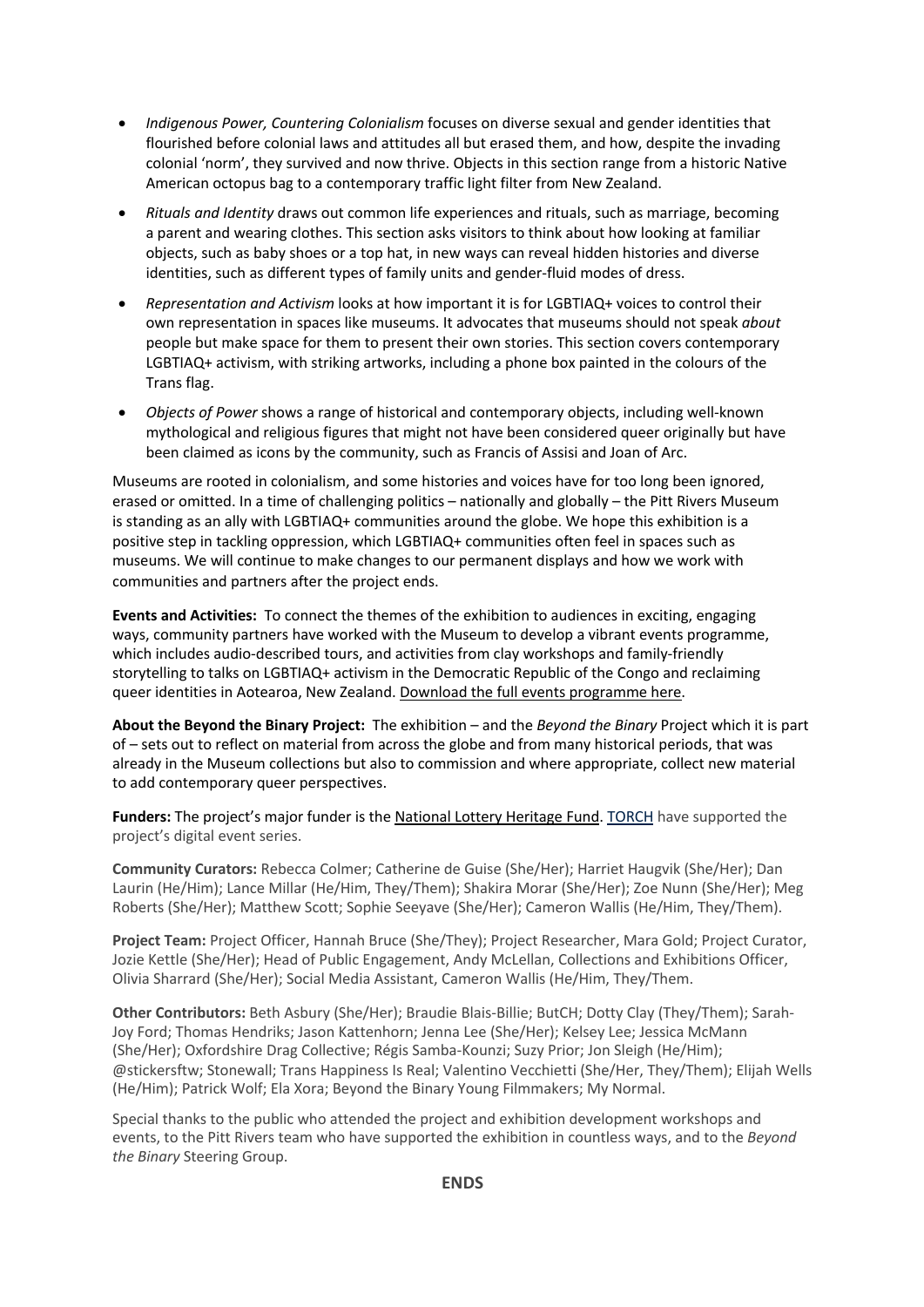- *Indigenous Power, Countering Colonialism* focuses on diverse sexual and gender identities that flourished before colonial laws and attitudes all but erased them, and how, despite the invading colonial 'norm', they survived and now thrive. Objects in this section range from a historic Native American octopus bag to a contemporary traffic light filter from New Zealand.
- *Rituals and Identity* draws out common life experiences and rituals, such as marriage, becoming a parent and wearing clothes. This section asks visitors to think about how looking at familiar objects, such as baby shoes or a top hat, in new ways can reveal hidden histories and diverse identities, such as different types of family units and gender-fluid modes of dress.
- *Representation and Activism* looks at how important it is for LGBTIAQ+ voices to control their own representation in spaces like museums. It advocates that museums should not speak *about* people but make space for them to present their own stories. This section covers contemporary LGBTIAQ+ activism, with striking artworks, including a phone box painted in the colours of the Trans flag.
- *Objects of Power* shows a range of historical and contemporary objects, including well-known mythological and religious figures that might not have been considered queer originally but have been claimed as icons by the community, such as Francis of Assisi and Joan of Arc.

Museums are rooted in colonialism, and some histories and voices have for too long been ignored, erased or omitted. In a time of challenging politics – nationally and globally – the Pitt Rivers Museum is standing as an ally with LGBTIAQ+ communities around the globe. We hope this exhibition is a positive step in tackling oppression, which LGBTIAQ+ communities often feel in spaces such as museums. We will continue to make changes to our permanent displays and how we work with communities and partners after the project ends.

**Events and Activities:** To connect the themes of the exhibition to audiences in exciting, engaging ways, community partners have worked with the Museum to develop a vibrant events programme, which includes audio-described tours, and activities from clay workshops and family-friendly storytelling to talks on LGBTIAQ+ activism in the Democratic Republic of the Congo and reclaiming queer identities in Aotearoa, New Zealand. Download the full events programme here.

**About the Beyond the Binary Project:** The exhibition – and the *Beyond the Binary* Project which it is part of – sets out to reflect on material from across the globe and from many historical periods, that was already in the Museum collections but also to commission and where appropriate, collect new material to add contemporary queer perspectives.

**Funders:** The project's major funder is the National Lottery Heritage Fund. TORCH have supported the project's digital event series.

**Community Curators:** Rebecca Colmer; Catherine de Guise (She/Her); Harriet Haugvik (She/Her); Dan Laurin (He/Him); Lance Millar (He/Him, They/Them); Shakira Morar (She/Her); Zoe Nunn (She/Her); Meg Roberts (She/Her); Matthew Scott; Sophie Seeyave (She/Her); Cameron Wallis (He/Him, They/Them).

**Project Team:** Project Officer, Hannah Bruce (She/They); Project Researcher, Mara Gold; Project Curator, Jozie Kettle (She/Her); Head of Public Engagement, Andy McLellan, Collections and Exhibitions Officer, Olivia Sharrard (She/Her); Social Media Assistant, Cameron Wallis (He/Him, They/Them.

**Other Contributors:** Beth Asbury (She/Her); Braudie Blais-Billie; ButCH; Dotty Clay (They/Them); Sarah-Joy Ford; Thomas Hendriks; Jason Kattenhorn; Jenna Lee (She/Her); Kelsey Lee; Jessica McMann (She/Her); Oxfordshire Drag Collective; Régis Samba-Kounzi; Suzy Prior; Jon Sleigh (He/Him); @stickersftw; Stonewall; Trans Happiness Is Real; Valentino Vecchietti (She/Her, They/Them); Elijah Wells (He/Him); Patrick Wolf; Ela Xora; Beyond the Binary Young Filmmakers; My Normal.

Special thanks to the public who attended the project and exhibition development workshops and events, to the Pitt Rivers team who have supported the exhibition in countless ways, and to the *Beyond the Binary* Steering Group.

**ENDS**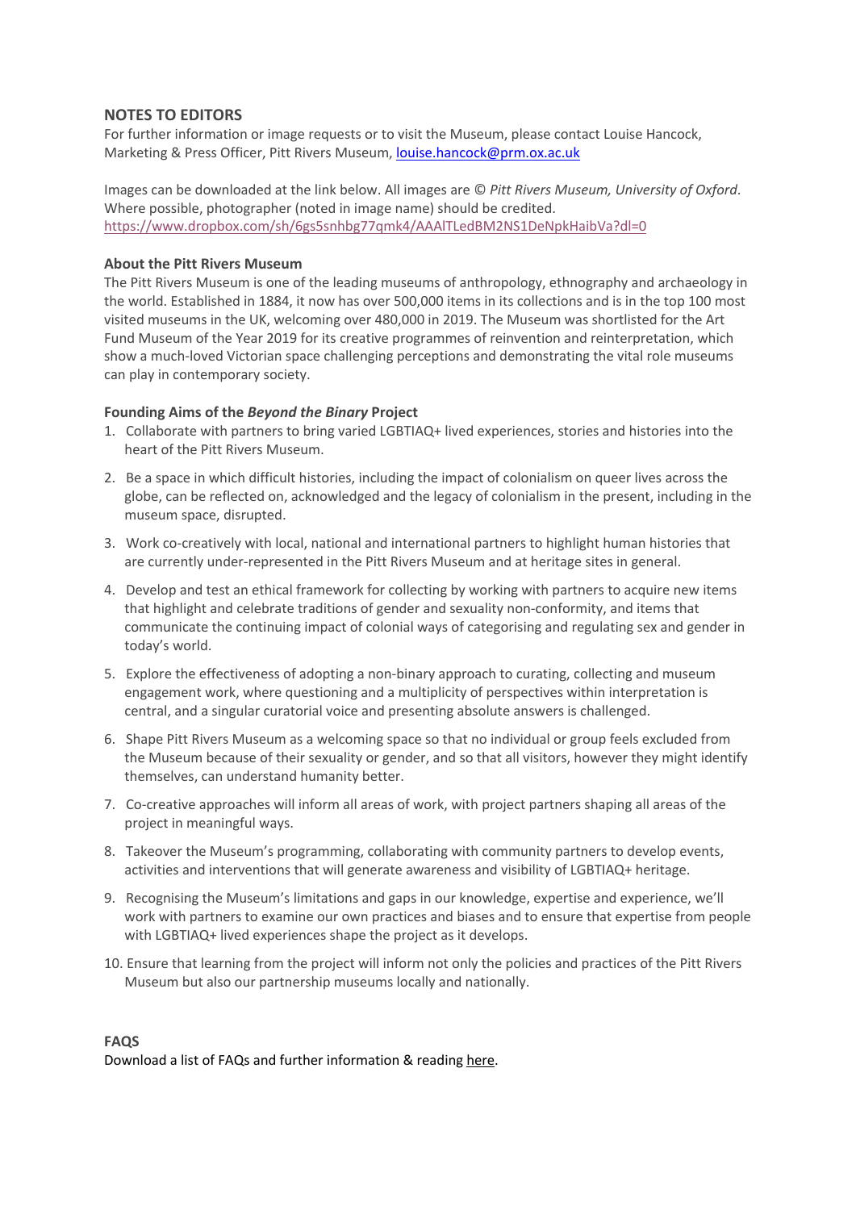## NOTES TO EDITORS

For further information or image requests or to visit the Museum, please contact Louise Hancock, Marketing & Press Officer, Pitt Rivers Museum, louise.hancock@prm.ox.ac.uk

Images can be downloaded at the link below. All images are © *Pitt Rivers Museum, University of Oxford*. Where possible, photographer (noted in image name) should be credited.
https://www.dropbox.com/sh/6gs5snhbg77qmk4/AAAlTLedBM2NS1DeNpkHaibVa?dl=0

### About the Pitt Rivers Museum

The Pitt Rivers Museum is one of the leading museums of anthropology, ethnography and archaeology in the world. Established in 1884, it now has over 500,000 items in its collections and is in the top 100 most visited museums in the UK, welcoming over 480,000 in 2019. The Museum was shortlisted for the Art Fund Museum of the Year 2019 for its creative programmes of reinvention and reinterpretation, which show a much-loved Victorian space challenging perceptions and demonstrating the vital role museums can play in contemporary society.

### Founding Aims of the *Beyond the Binary* Project

1. Collaborate with partners to bring varied LGBTIAQ+ lived experiences, stories and histories into the heart of the Pitt Rivers Museum.
2. Be a space in which difficult histories, including the impact of colonialism on queer lives across the globe, can be reflected on, acknowledged and the legacy of colonialism in the present, including in the museum space, disrupted.
3. Work co-creatively with local, national and international partners to highlight human histories that are currently under-represented in the Pitt Rivers Museum and at heritage sites in general.
4. Develop and test an ethical framework for collecting by working with partners to acquire new items that highlight and celebrate traditions of gender and sexuality non-conformity, and items that communicate the continuing impact of colonial ways of categorising and regulating sex and gender in today's world.
5. Explore the effectiveness of adopting a non-binary approach to curating, collecting and museum engagement work, where questioning and a multiplicity of perspectives within interpretation is central, and a singular curatorial voice and presenting absolute answers is challenged.
6. Shape Pitt Rivers Museum as a welcoming space so that no individual or group feels excluded from the Museum because of their sexuality or gender, and so that all visitors, however they might identify themselves, can understand humanity better.
7. Co-creative approaches will inform all areas of work, with project partners shaping all areas of the project in meaningful ways.
8. Takeover the Museum's programming, collaborating with community partners to develop events, activities and interventions that will generate awareness and visibility of LGBTIAQ+ heritage.
9. Recognising the Museum's limitations and gaps in our knowledge, expertise and experience, we'll work with partners to examine our own practices and biases and to ensure that expertise from people with LGBTIAQ+ lived experiences shape the project as it develops.
10. Ensure that learning from the project will inform not only the policies and practices of the Pitt Rivers Museum but also our partnership museums locally and nationally.

## FAQS

Download a list of FAQs and further information & reading here.